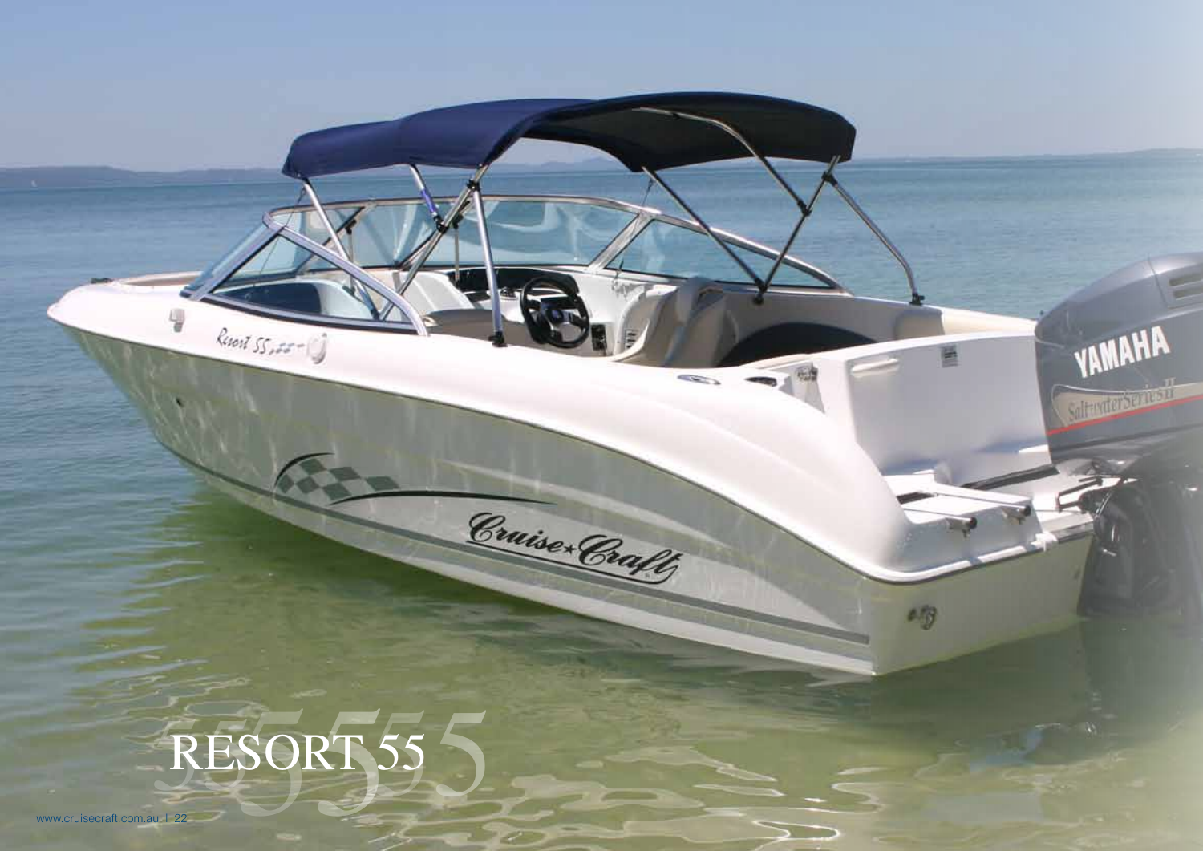# RESORT 55

www.cruisecraft.com.au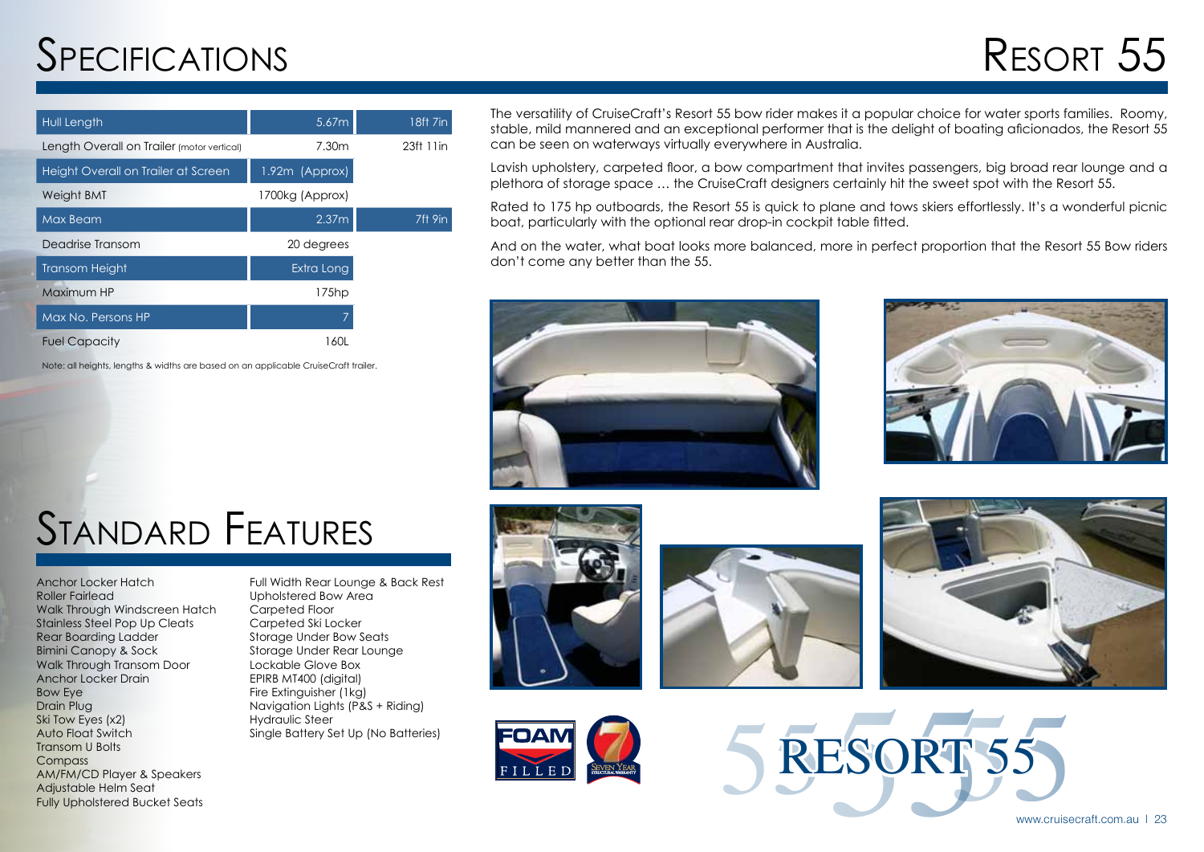# Specifications

# Resort 55

| | | |
|---|---|---|
| Hull Length | 5.67m | 18ft 7in |
| Length Overall on Trailer (motor vertical) | 7.30m | 23ft 11in |
| Height Overall on Trailer at Screen | 1.92m (Approx) | |
| Weight BMT | 1700kg (Approx) | |
| Max Beam | 2.37m | 7ft 9in |
| Deadrise Transom | 20 degrees | |
| Transom Height | Extra Long | |
| Maximum HP | 175hp | |
| Max No. Persons HP | 7 | |
| Fuel Capacity | 160L | |

Note: all heights, lengths & widths are based on an applicable CruiseCraft trailer.

The versatility of CruiseCraft's Resort 55 bow rider makes it a popular choice for water sports families. Roomy, stable, mild mannered and an exceptional performer that is the delight of boating aficionados, the Resort 55 can be seen on waterways virtually everywhere in Australia.

Lavish upholstery, carpeted floor, a bow compartment that invites passengers, big broad rear lounge and a plethora of storage space … the CruiseCraft designers certainly hit the sweet spot with the Resort 55.

Rated to 175 hp outboards, the Resort 55 is quick to plane and tows skiers effortlessly. It's a wonderful picnic boat, particularly with the optional rear drop-in cockpit table fitted.

And on the water, what boat looks more balanced, more in perfect proportion that the Resort 55 Bow riders don't come any better than the 55.

# Standard Features

- Anchor Locker Hatch
- Roller Fairlead
- Walk Through Windscreen Hatch
- Stainless Steel Pop Up Cleats
- Rear Boarding Ladder
- Bimini Canopy & Sock
- Walk Through Transom Door
- Anchor Locker Drain
- Bow Eye
- Drain Plug
- Ski Tow Eyes (x2)
- Auto Float Switch
- Transom U Bolts
- Compass
- AM/FM/CD Player & Speakers
- Adjustable Helm Seat
- Fully Upholstered Bucket Seats
- Full Width Rear Lounge & Back Rest
- Upholstered Bow Area
- Carpeted Floor
- Carpeted Ski Locker
- Storage Under Bow Seats
- Storage Under Rear Lounge
- Lockable Glove Box
- EPIRB MT400 (digital)
- Fire Extinguisher (1kg)
- Navigation Lights (P&S + Riding)
- Hydraulic Steer
- Single Battery Set Up (No Batteries)

FOAM FILLED

Seven Year Structural Warranty

RESORT 55

www.cruisecraft.com.au